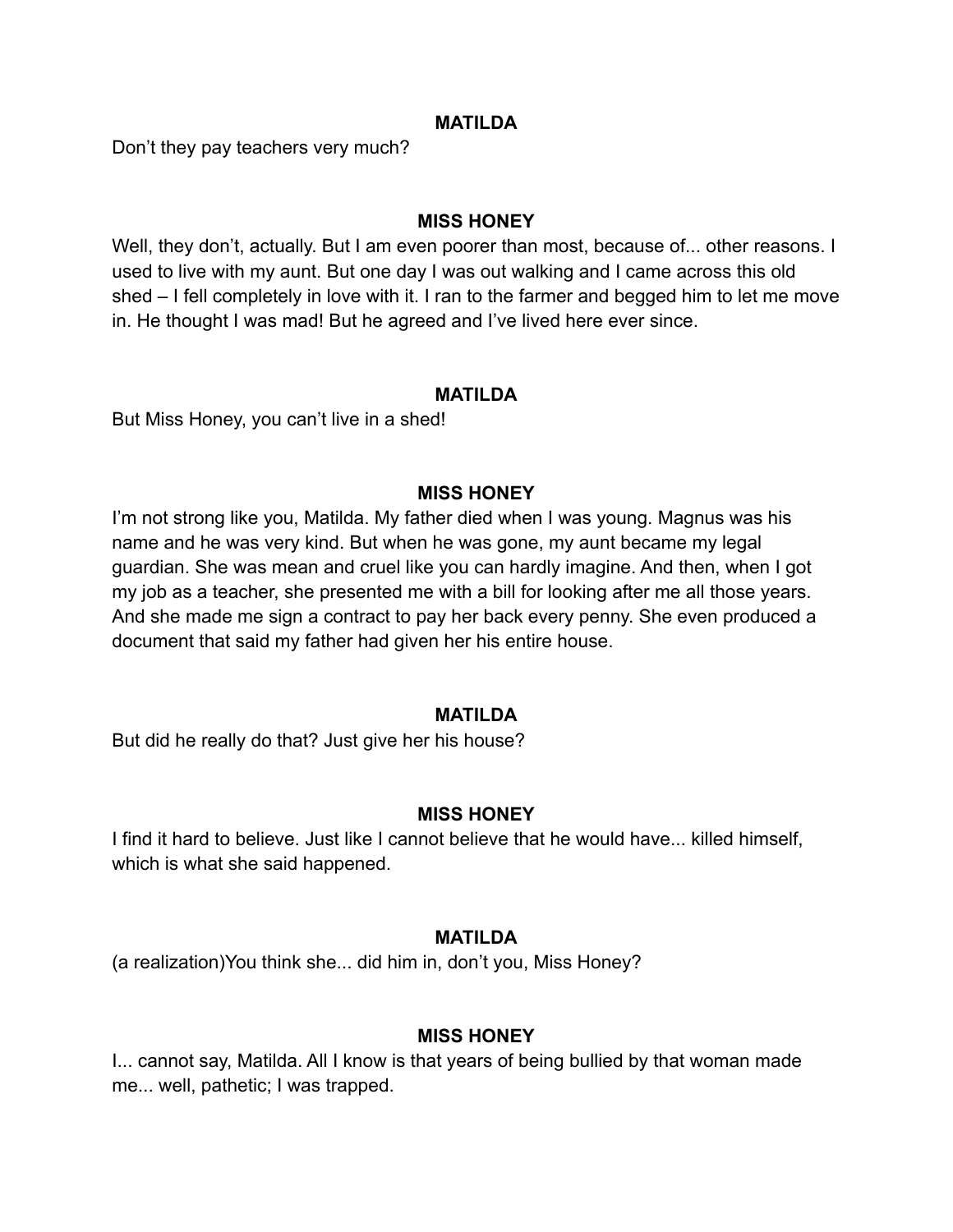**MATILDA**

Don't they pay teachers very much?

**MISS HONEY**

Well, they don't, actually. But I am even poorer than most, because of... other reasons. I used to live with my aunt. But one day I was out walking and I came across this old shed – I fell completely in love with it. I ran to the farmer and begged him to let me move in. He thought I was mad! But he agreed and I've lived here ever since.

**MATILDA**

But Miss Honey, you can't live in a shed!

**MISS HONEY**

I'm not strong like you, Matilda. My father died when I was young. Magnus was his name and he was very kind. But when he was gone, my aunt became my legal guardian. She was mean and cruel like you can hardly imagine. And then, when I got my job as a teacher, she presented me with a bill for looking after me all those years. And she made me sign a contract to pay her back every penny. She even produced a document that said my father had given her his entire house.

**MATILDA**

But did he really do that? Just give her his house?

**MISS HONEY**

I find it hard to believe. Just like I cannot believe that he would have... killed himself, which is what she said happened.

**MATILDA**

(a realization)You think she... did him in, don't you, Miss Honey?

**MISS HONEY**

I... cannot say, Matilda. All I know is that years of being bullied by that woman made me... well, pathetic; I was trapped.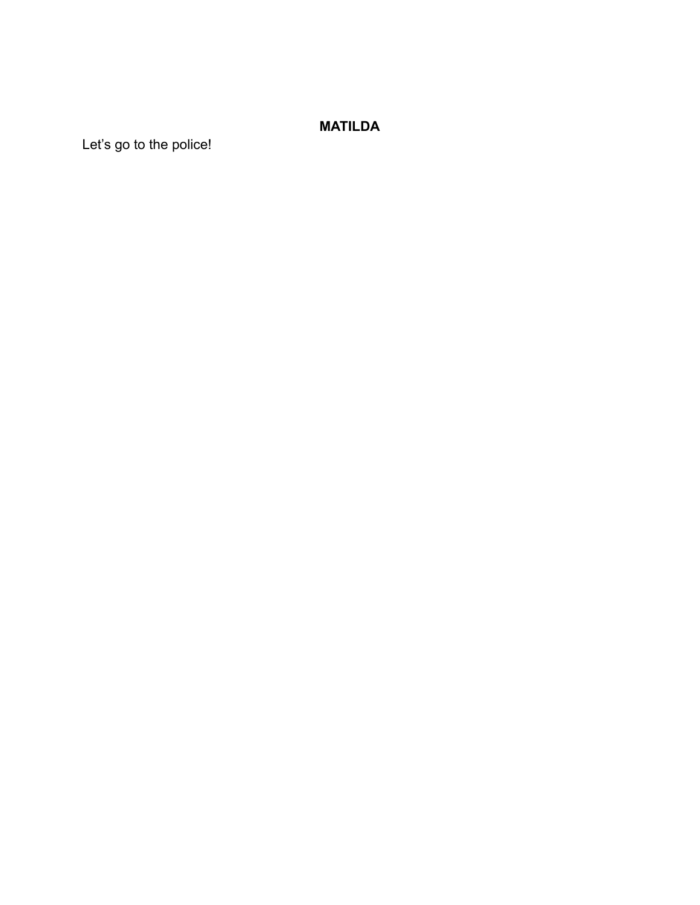**MATILDA**

Let's go to the police!